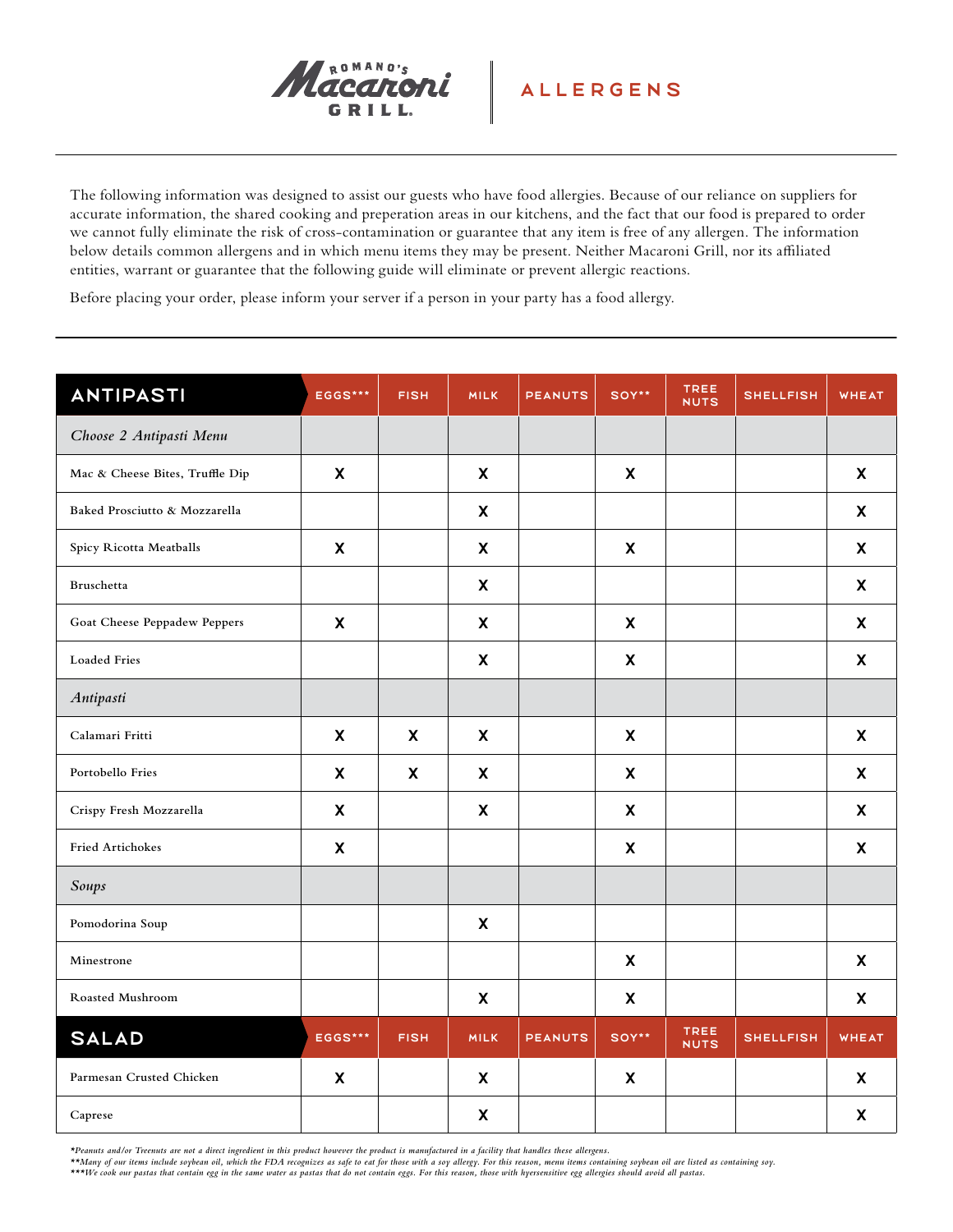# Romano's Macaroni Grill — ALLERGENS

The following information was designed to assist our guests who have food allergies. Because of our reliance on suppliers for accurate information, the shared cooking and preperation areas in our kitchens, and the fact that our food is prepared to order we cannot fully eliminate the risk of cross-contamination or guarantee that any item is free of any allergen. The information below details common allergens and in which menu items they may be present. Neither Macaroni Grill, nor its affiliated entities, warrant or guarantee that the following guide will eliminate or prevent allergic reactions.

Before placing your order, please inform your server if a person in your party has a food allergy.

| ANTIPASTI | EGGS*** | FISH | MILK | PEANUTS | SOY** | TREE NUTS | SHELLFISH | WHEAT |
|---|---|---|---|---|---|---|---|---|
| *Choose 2 Antipasti Menu* | | | | | | | | |
| Mac & Cheese Bites, Truffle Dip | X | | X | | X | | | X |
| Baked Prosciutto & Mozzarella | | | X | | | | | X |
| Spicy Ricotta Meatballs | X | | X | | X | | | X |
| Bruschetta | | | X | | | | | X |
| Goat Cheese Peppadew Peppers | X | | X | | X | | | X |
| Loaded Fries | | | X | | X | | | X |
| *Antipasti* | | | | | | | | |
| Calamari Fritti | X | X | X | | X | | | X |
| Portobello Fries | X | X | X | | X | | | X |
| Crispy Fresh Mozzarella | X | | X | | X | | | X |
| Fried Artichokes | X | | | | X | | | X |
| *Soups* | | | | | | | | |
| Pomodorina Soup | | | X | | | | | |
| Minestrone | | | | | X | | | X |
| Roasted Mushroom | | | X | | X | | | X |

| SALAD | EGGS*** | FISH | MILK | PEANUTS | SOY** | TREE NUTS | SHELLFISH | WHEAT |
|---|---|---|---|---|---|---|---|---|
| Parmesan Crusted Chicken | X | | X | | X | | | X |
| Caprese | | | X | | | | | X |

*\*Peanuts and/or Treenuts are not a direct ingredient in this product however the product is manufactured in a facility that handles these allergens.*
*\*\*Many of our items include soybean oil, which the FDA recognizes as safe to eat for those with a soy allergy. For this reason, menu items containing soybean oil are listed as containing soy.*
*\*\*\*We cook our pastas that contain egg in the same water as pastas that do not contain eggs. For this reason, those with hyersensitive egg allergies should avoid all pastas.*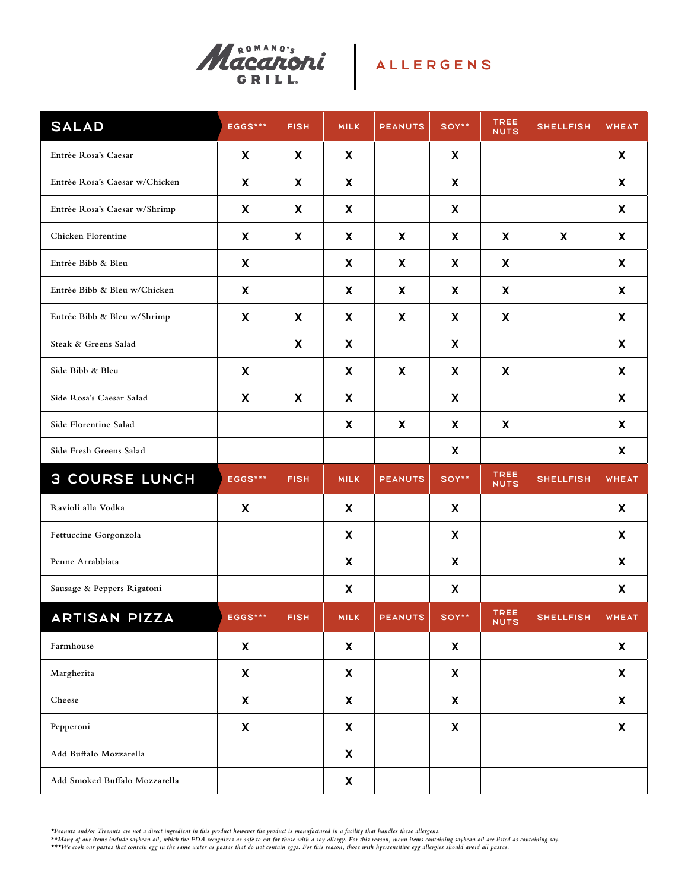# Romano's Macaroni Grill — ALLERGENS

| SALAD | EGGS*** | FISH | MILK | PEANUTS | SOY** | TREE NUTS | SHELLFISH | WHEAT |
|---|---|---|---|---|---|---|---|---|
| Entrée Rosa's Caesar | X | X | X | | X | | | X |
| Entrée Rosa's Caesar w/Chicken | X | X | X | | X | | | X |
| Entrée Rosa's Caesar w/Shrimp | X | X | X | | X | | | X |
| Chicken Florentine | X | X | X | X | X | X | X | X |
| Entrée Bibb & Bleu | X | | X | X | X | X | | X |
| Entrée Bibb & Bleu w/Chicken | X | | X | X | X | X | | X |
| Entrée Bibb & Bleu w/Shrimp | X | X | X | X | X | X | | X |
| Steak & Greens Salad | | X | X | | X | | | X |
| Side Bibb & Bleu | X | | X | X | X | X | | X |
| Side Rosa's Caesar Salad | X | X | X | | X | | | X |
| Side Florentine Salad | | | X | X | X | X | | X |
| Side Fresh Greens Salad | | | | | X | | | X |

| 3 COURSE LUNCH | EGGS*** | FISH | MILK | PEANUTS | SOY** | TREE NUTS | SHELLFISH | WHEAT |
|---|---|---|---|---|---|---|---|---|
| Ravioli alla Vodka | X | | X | | X | | | X |
| Fettuccine Gorgonzola | | | X | | X | | | X |
| Penne Arrabbiata | | | X | | X | | | X |
| Sausage & Peppers Rigatoni | | | X | | X | | | X |

| ARTISAN PIZZA | EGGS*** | FISH | MILK | PEANUTS | SOY** | TREE NUTS | SHELLFISH | WHEAT |
|---|---|---|---|---|---|---|---|---|
| Farmhouse | X | | X | | X | | | X |
| Margherita | X | | X | | X | | | X |
| Cheese | X | | X | | X | | | X |
| Pepperoni | X | | X | | X | | | X |
| Add Buffalo Mozzarella | | | X | | | | | |
| Add Smoked Buffalo Mozzarella | | | X | | | | | |

*\*Peanuts and/or Treenuts are not a direct ingredient in this product however the product is manufactured in a facility that handles these allergens.*
*\*\*Many of our items include soybean oil, which the FDA recognizes as safe to eat for those with a soy allergy. For this reason, menu items containing soybean oil are listed as containing soy.*
*\*\*\*We cook our pastas that contain egg in the same water as pastas that do not contain eggs. For this reason, those with hyersensitive egg allergies should avoid all pastas.*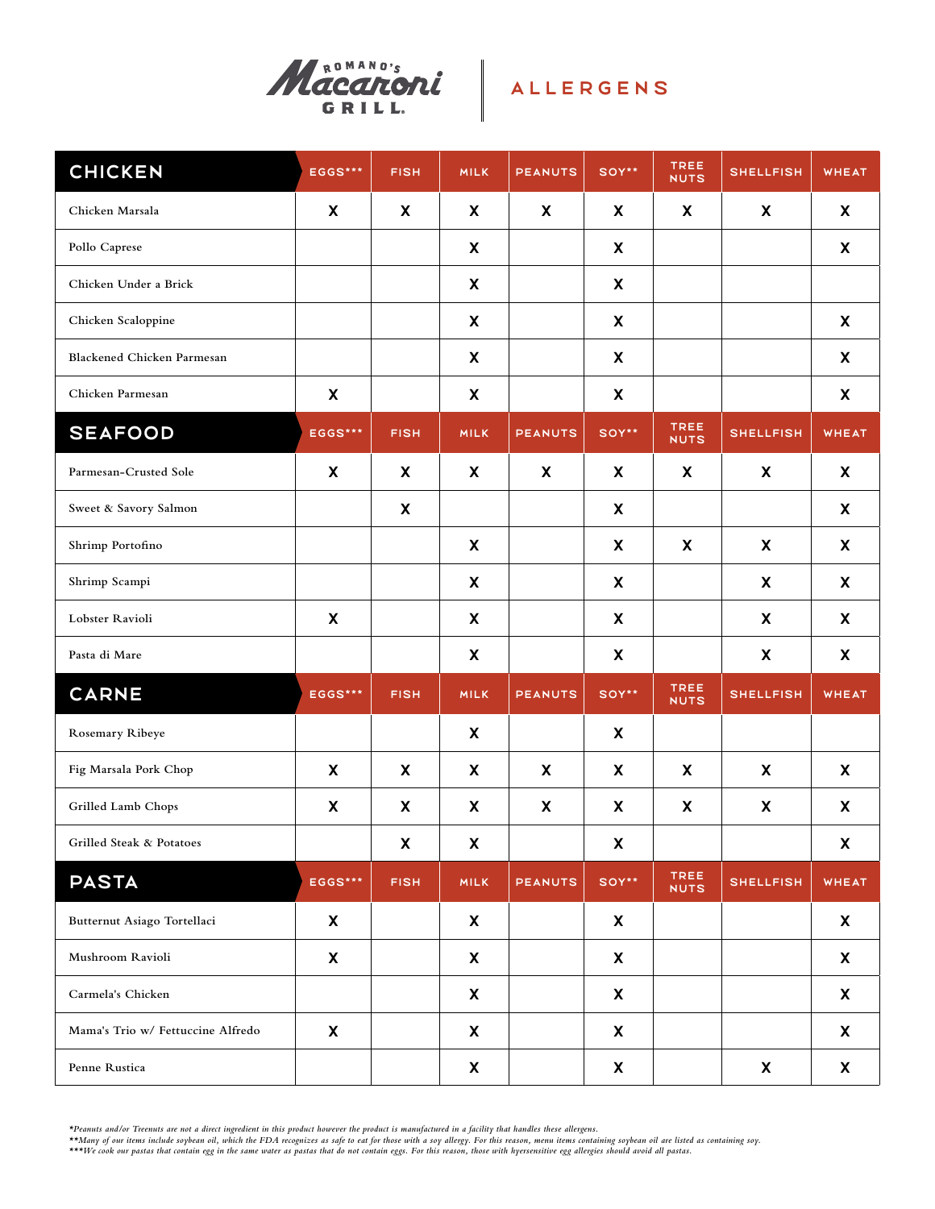# Romano's Macaroni Grill | ALLERGENS

| CHICKEN | EGGS*** | FISH | MILK | PEANUTS | SOY** | TREE NUTS | SHELLFISH | WHEAT |
|---|---|---|---|---|---|---|---|---|
| Chicken Marsala | X | X | X | X | X | X | X | X |
| Pollo Caprese | | | X | | X | | | X |
| Chicken Under a Brick | | | X | | X | | | |
| Chicken Scaloppine | | | X | | X | | | X |
| Blackened Chicken Parmesan | | | X | | X | | | X |
| Chicken Parmesan | X | | X | | X | | | X |
| **SEAFOOD** | **EGGS*** ** | **FISH** | **MILK** | **PEANUTS** | **SOY** ** | **TREE NUTS** | **SHELLFISH** | **WHEAT** |
| Parmesan-Crusted Sole | X | X | X | X | X | X | X | X |
| Sweet & Savory Salmon | | X | | | X | | | X |
| Shrimp Portofino | | | X | | X | X | X | X |
| Shrimp Scampi | | | X | | X | | X | X |
| Lobster Ravioli | X | | X | | X | | X | X |
| Pasta di Mare | | | X | | X | | X | X |
| **CARNE** | **EGGS*** ** | **FISH** | **MILK** | **PEANUTS** | **SOY** ** | **TREE NUTS** | **SHELLFISH** | **WHEAT** |
| Rosemary Ribeye | | | X | | X | | | |
| Fig Marsala Pork Chop | X | X | X | X | X | X | X | X |
| Grilled Lamb Chops | X | X | X | X | X | X | X | X |
| Grilled Steak & Potatoes | | X | X | | X | | | X |
| **PASTA** | **EGGS*** ** | **FISH** | **MILK** | **PEANUTS** | **SOY** ** | **TREE NUTS** | **SHELLFISH** | **WHEAT** |
| Butternut Asiago Tortellaci | X | | X | | X | | | X |
| Mushroom Ravioli | X | | X | | X | | | X |
| Carmela's Chicken | | | X | | X | | | X |
| Mama's Trio w/ Fettuccine Alfredo | X | | X | | X | | | X |
| Penne Rustica | | | X | | X | | X | X |

*Peanuts and/or Treenuts are not a direct ingredient in this product however the product is manufactured in a facility that handles these allergens.*
*\*\*Many of our items include soybean oil, which the FDA recognizes as safe to eat for those with a soy allergy. For this reason, menu items containing soybean oil are listed as containing soy.*
*\*\*\*We cook our pastas that contain egg in the same water as pastas that do not contain eggs. For this reason, those with hyersensitive egg allergies should avoid all pastas.*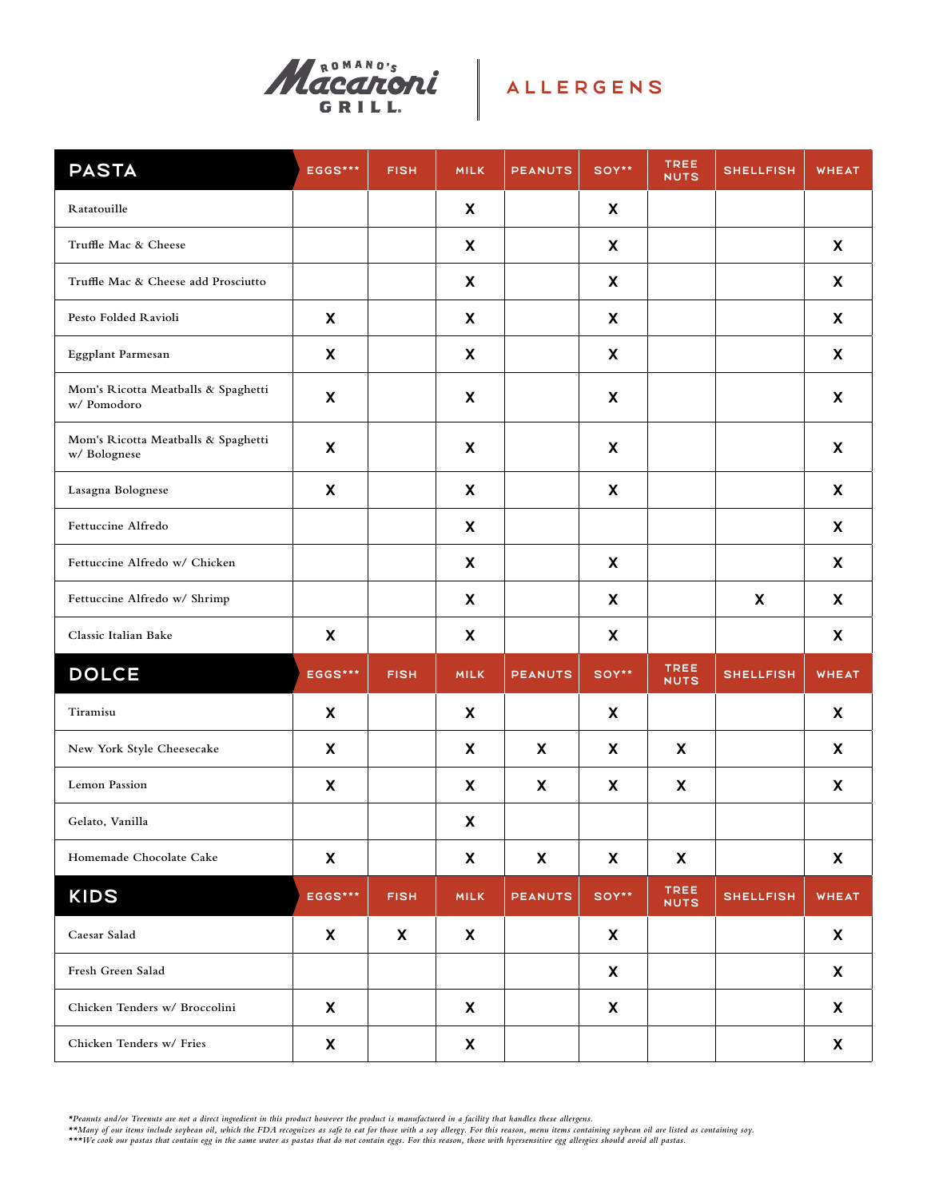# Romano's Macaroni Grill | ALLERGENS

| PASTA | EGGS*** | FISH | MILK | PEANUTS | SOY** | TREE NUTS | SHELLFISH | WHEAT |
|---|---|---|---|---|---|---|---|---|
| Ratatouille | | | X | | X | | | |
| Truffle Mac & Cheese | | | X | | X | | | X |
| Truffle Mac & Cheese add Prosciutto | | | X | | X | | | X |
| Pesto Folded Ravioli | X | | X | | X | | | X |
| Eggplant Parmesan | X | | X | | X | | | X |
| Mom's Ricotta Meatballs & Spaghetti w/ Pomodoro | X | | X | | X | | | X |
| Mom's Ricotta Meatballs & Spaghetti w/ Bolognese | X | | X | | X | | | X |
| Lasagna Bolognese | X | | X | | X | | | X |
| Fettuccine Alfredo | | | X | | | | | X |
| Fettuccine Alfredo w/ Chicken | | | X | | X | | | X |
| Fettuccine Alfredo w/ Shrimp | | | X | | X | | X | X |
| Classic Italian Bake | X | | X | | X | | | X |

| DOLCE | EGGS*** | FISH | MILK | PEANUTS | SOY** | TREE NUTS | SHELLFISH | WHEAT |
|---|---|---|---|---|---|---|---|---|
| Tiramisu | X | | X | | X | | | X |
| New York Style Cheesecake | X | | X | X | X | X | | X |
| Lemon Passion | X | | X | X | X | X | | X |
| Gelato, Vanilla | | | X | | | | | |
| Homemade Chocolate Cake | X | | X | X | X | X | | X |

| KIDS | EGGS*** | FISH | MILK | PEANUTS | SOY** | TREE NUTS | SHELLFISH | WHEAT |
|---|---|---|---|---|---|---|---|---|
| Caesar Salad | X | X | X | | X | | | X |
| Fresh Green Salad | | | | | X | | | X |
| Chicken Tenders w/ Broccolini | X | | X | | X | | | X |
| Chicken Tenders w/ Fries | X | | X | | | | | X |

*Peanuts and/or Treenuts are not a direct ingredient in this product however the product is manufactured in a facility that handles these allergens.*
*\*\*Many of our items include soybean oil, which the FDA recognizes as safe to eat for those with a soy allergy. For this reason, menu items containing soybean oil are listed as containing soy.*
*\*\*\*We cook our pastas that contain egg in the same water as pastas that do not contain eggs. For this reason, those with hyersensitive egg allergies should avoid all pastas.*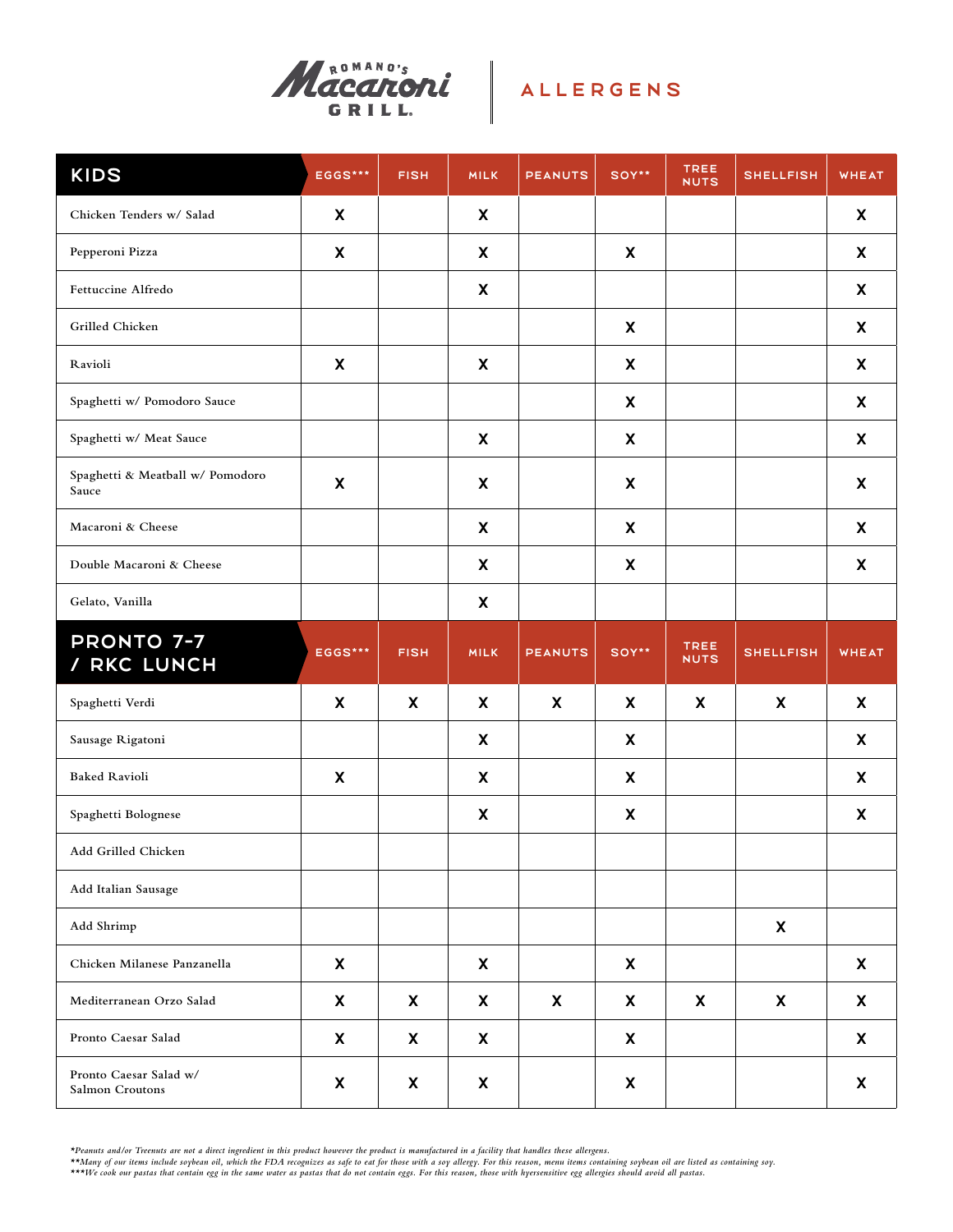# Romano's Macaroni Grill — ALLERGENS

| KIDS | EGGS*** | FISH | MILK | PEANUTS | SOY** | TREE NUTS | SHELLFISH | WHEAT |
|---|---|---|---|---|---|---|---|---|
| Chicken Tenders w/ Salad | X | | X | | | | | X |
| Pepperoni Pizza | X | | X | | X | | | X |
| Fettuccine Alfredo | | | X | | | | | X |
| Grilled Chicken | | | | | X | | | X |
| Ravioli | X | | X | | X | | | X |
| Spaghetti w/ Pomodoro Sauce | | | | | X | | | X |
| Spaghetti w/ Meat Sauce | | | X | | X | | | X |
| Spaghetti & Meatball w/ Pomodoro Sauce | X | | X | | X | | | X |
| Macaroni & Cheese | | | X | | X | | | X |
| Double Macaroni & Cheese | | | X | | X | | | X |
| Gelato, Vanilla | | | X | | | | | |

| PRONTO 7-7 / RKC LUNCH | EGGS*** | FISH | MILK | PEANUTS | SOY** | TREE NUTS | SHELLFISH | WHEAT |
|---|---|---|---|---|---|---|---|---|
| Spaghetti Verdi | X | X | X | X | X | X | X | X |
| Sausage Rigatoni | | | X | | X | | | X |
| Baked Ravioli | X | | X | | X | | | X |
| Spaghetti Bolognese | | | X | | X | | | X |
| Add Grilled Chicken | | | | | | | | |
| Add Italian Sausage | | | | | | | | |
| Add Shrimp | | | | | | | X | |
| Chicken Milanese Panzanella | X | | X | | X | | | X |
| Mediterranean Orzo Salad | X | X | X | X | X | X | X | X |
| Pronto Caesar Salad | X | X | X | | X | | | X |
| Pronto Caesar Salad w/ Salmon Croutons | X | X | X | | X | | | X |

*Peanuts and/or Treenuts are not a direct ingredient in this product however the product is manufactured in a facility that handles these allergens.*
***Many of our items include soybean oil, which the FDA recognizes as safe to eat for those with a soy allergy. For this reason, menu items containing soybean oil are listed as containing soy.*
****We cook our pastas that contain egg in the same water as pastas that do not contain eggs. For this reason, those with hyersensitive egg allergies should avoid all pastas.*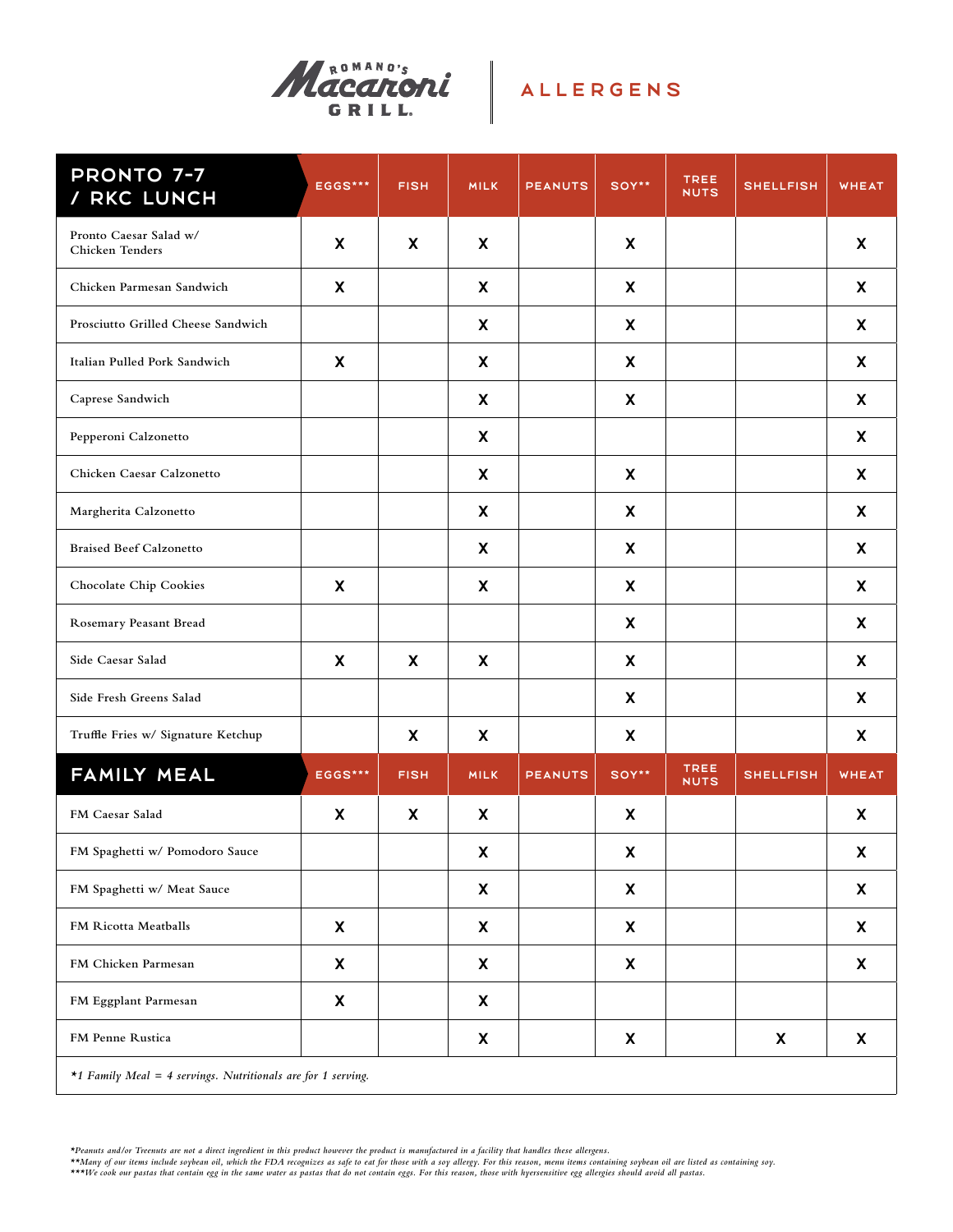# Romano's Macaroni Grill | ALLERGENS

| PRONTO 7-7 / RKC LUNCH | EGGS*** | FISH | MILK | PEANUTS | SOY** | TREE NUTS | SHELLFISH | WHEAT |
|---|---|---|---|---|---|---|---|---|
| Pronto Caesar Salad w/ Chicken Tenders | X | X | X | | X | | | X |
| Chicken Parmesan Sandwich | X | | X | | X | | | X |
| Prosciutto Grilled Cheese Sandwich | | | X | | X | | | X |
| Italian Pulled Pork Sandwich | X | | X | | X | | | X |
| Caprese Sandwich | | | X | | X | | | X |
| Pepperoni Calzonetto | | | X | | | | | X |
| Chicken Caesar Calzonetto | | | X | | X | | | X |
| Margherita Calzonetto | | | X | | X | | | X |
| Braised Beef Calzonetto | | | X | | X | | | X |
| Chocolate Chip Cookies | X | | X | | X | | | X |
| Rosemary Peasant Bread | | | | | X | | | X |
| Side Caesar Salad | X | X | X | | X | | | X |
| Side Fresh Greens Salad | | | | | X | | | X |
| Truffle Fries w/ Signature Ketchup | | X | X | | X | | | X |

| FAMILY MEAL | EGGS*** | FISH | MILK | PEANUTS | SOY** | TREE NUTS | SHELLFISH | WHEAT |
|---|---|---|---|---|---|---|---|---|
| FM Caesar Salad | X | X | X | | X | | | X |
| FM Spaghetti w/ Pomodoro Sauce | | | X | | X | | | X |
| FM Spaghetti w/ Meat Sauce | | | X | | X | | | X |
| FM Ricotta Meatballs | X | | X | | X | | | X |
| FM Chicken Parmesan | X | | X | | X | | | X |
| FM Eggplant Parmesan | X | | X | | | | | |
| FM Penne Rustica | | | X | | X | | X | X |

*\*1 Family Meal = 4 servings. Nutritionals are for 1 serving.*

*\*Peanuts and/or Treenuts are not a direct ingredient in this product however the product is manufactured in a facility that handles these allergens.*
*\*\*Many of our items include soybean oil, which the FDA recognizes as safe to eat for those with a soy allergy. For this reason, menu items containing soybean oil are listed as containing soy.*
*\*\*\*We cook our pastas that contain egg in the same water as pastas that do not contain eggs. For this reason, those with hyersensitive egg allergies should avoid all pastas.*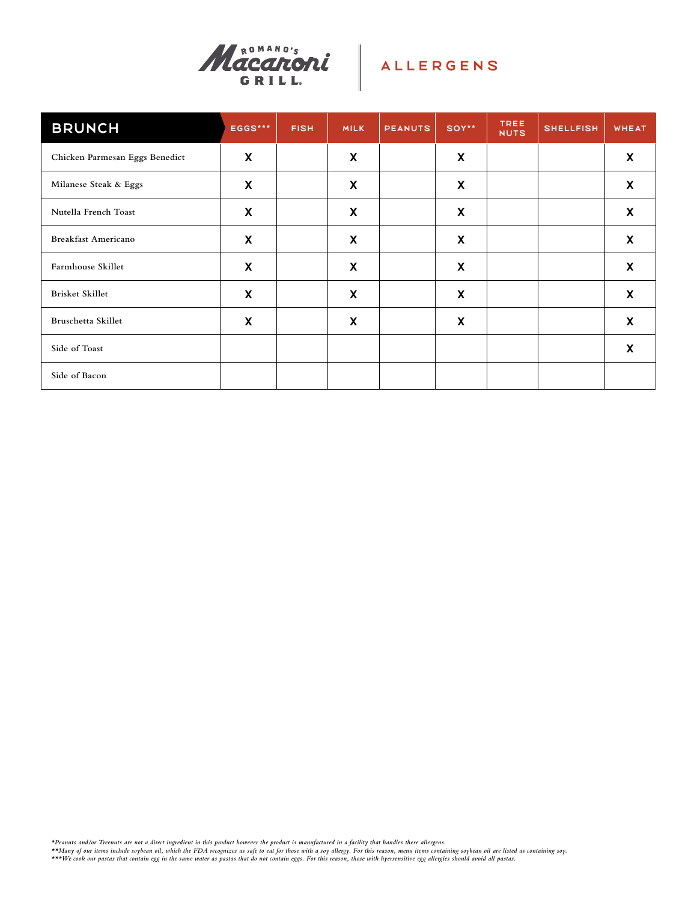# Romano's Macaroni Grill | ALLERGENS

| BRUNCH | EGGS*** | FISH | MILK | PEANUTS | SOY** | TREE NUTS | SHELLFISH | WHEAT |
|---|---|---|---|---|---|---|---|---|
| Chicken Parmesan Eggs Benedict | X | | X | | X | | | X |
| Milanese Steak & Eggs | X | | X | | X | | | X |
| Nutella French Toast | X | | X | | X | | | X |
| Breakfast Americano | X | | X | | X | | | X |
| Farmhouse Skillet | X | | X | | X | | | X |
| Brisket Skillet | X | | X | | X | | | X |
| Bruschetta Skillet | X | | X | | X | | | X |
| Side of Toast | | | | | | | | X |
| Side of Bacon | | | | | | | | |

*\*Peanuts and/or Treenuts are not a direct ingredient in this product however the product is manufactured in a facility that handles these allergens.*
*\*\*Many of our items include soybean oil, which the FDA recognizes as safe to eat for those with a soy allergy. For this reason, menu items containing soybean oil are listed as containing soy.*
*\*\*\*We cook our pastas that contain egg in the same water as pastas that do not contain eggs. For this reason, those with hyersensitive egg allergies should avoid all pastas.*